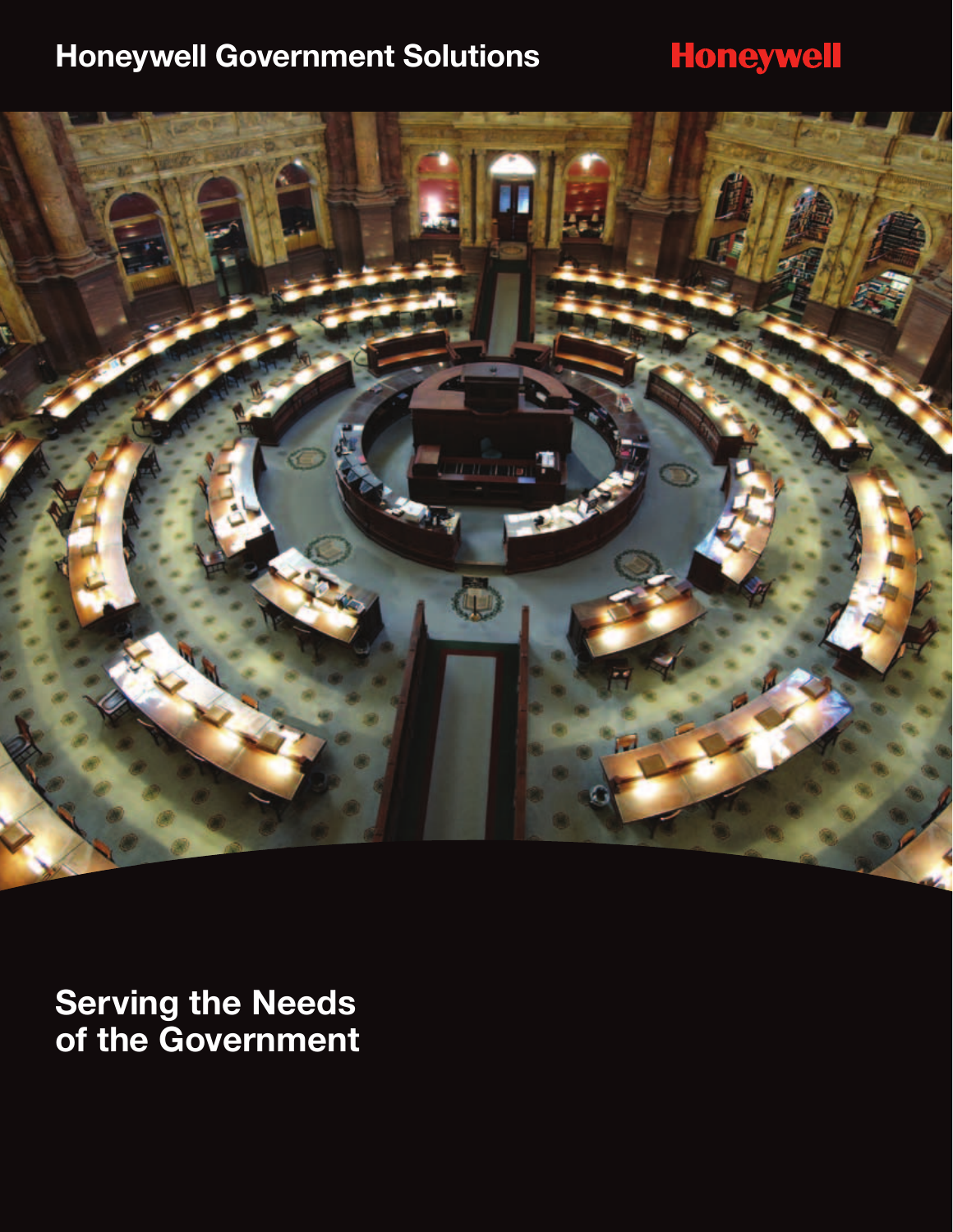Honeywell Government Solutions

Honeywell

# Serving the Needs of the Government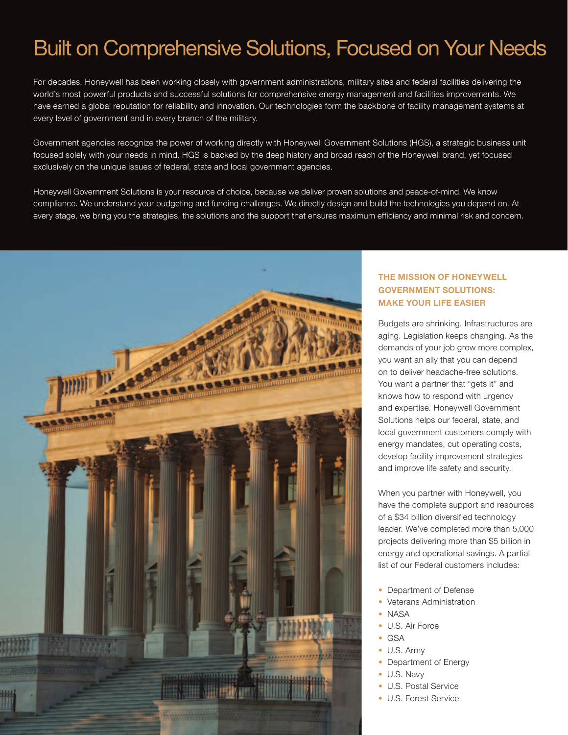# Built on Comprehensive Solutions, Focused on Your Needs

For decades, Honeywell has been working closely with government administrations, military sites and federal facilities delivering the world's most powerful products and successful solutions for comprehensive energy management and facilities improvements. We have earned a global reputation for reliability and innovation. Our technologies form the backbone of facility management systems at every level of government and in every branch of the military.

Government agencies recognize the power of working directly with Honeywell Government Solutions (HGS), a strategic business unit focused solely with your needs in mind. HGS is backed by the deep history and broad reach of the Honeywell brand, yet focused exclusively on the unique issues of federal, state and local government agencies.

Honeywell Government Solutions is your resource of choice, because we deliver proven solutions and peace-of-mind. We know compliance. We understand your budgeting and funding challenges. We directly design and build the technologies you depend on. At every stage, we bring you the strategies, the solutions and the support that ensures maximum efficiency and minimal risk and concern.

## THE MISSION OF HONEYWELL GOVERNMENT SOLUTIONS: MAKE YOUR LIFE EASIER

Budgets are shrinking. Infrastructures are aging. Legislation keeps changing. As the demands of your job grow more complex, you want an ally that you can depend on to deliver headache-free solutions. You want a partner that "gets it" and knows how to respond with urgency and expertise. Honeywell Government Solutions helps our federal, state, and local government customers comply with energy mandates, cut operating costs, develop facility improvement strategies and improve life safety and security.

When you partner with Honeywell, you have the complete support and resources of a $34 billion diversified technology leader. We've completed more than 5,000 projects delivering more than $5 billion in energy and operational savings. A partial list of our Federal customers includes:

- Department of Defense
- Veterans Administration
- NASA
- U.S. Air Force
- GSA
- U.S. Army
- Department of Energy
- U.S. Navy
- U.S. Postal Service
- U.S. Forest Service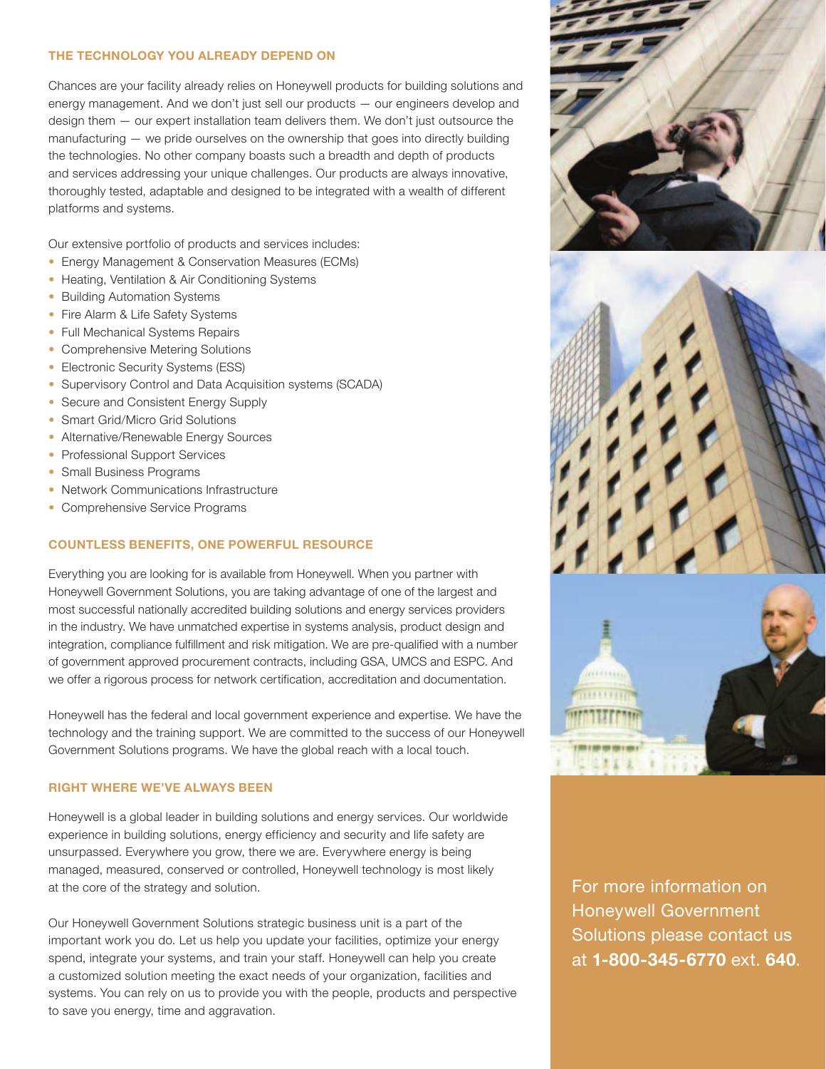## THE TECHNOLOGY YOU ALREADY DEPEND ON

Chances are your facility already relies on Honeywell products for building solutions and energy management. And we don't just sell our products — our engineers develop and design them — our expert installation team delivers them. We don't just outsource the manufacturing — we pride ourselves on the ownership that goes into directly building the technologies. No other company boasts such a breadth and depth of products and services addressing your unique challenges. Our products are always innovative, thoroughly tested, adaptable and designed to be integrated with a wealth of different platforms and systems.

Our extensive portfolio of products and services includes:

- Energy Management & Conservation Measures (ECMs)
- Heating, Ventilation & Air Conditioning Systems
- Building Automation Systems
- Fire Alarm & Life Safety Systems
- Full Mechanical Systems Repairs
- Comprehensive Metering Solutions
- Electronic Security Systems (ESS)
- Supervisory Control and Data Acquisition systems (SCADA)
- Secure and Consistent Energy Supply
- Smart Grid/Micro Grid Solutions
- Alternative/Renewable Energy Sources
- Professional Support Services
- Small Business Programs
- Network Communications Infrastructure
- Comprehensive Service Programs

## COUNTLESS BENEFITS, ONE POWERFUL RESOURCE

Everything you are looking for is available from Honeywell. When you partner with Honeywell Government Solutions, you are taking advantage of one of the largest and most successful nationally accredited building solutions and energy services providers in the industry. We have unmatched expertise in systems analysis, product design and integration, compliance fulfillment and risk mitigation. We are pre-qualified with a number of government approved procurement contracts, including GSA, UMCS and ESPC. And we offer a rigorous process for network certification, accreditation and documentation.

Honeywell has the federal and local government experience and expertise. We have the technology and the training support. We are committed to the success of our Honeywell Government Solutions programs. We have the global reach with a local touch.

## RIGHT WHERE WE'VE ALWAYS BEEN

Honeywell is a global leader in building solutions and energy services. Our worldwide experience in building solutions, energy efficiency and security and life safety are unsurpassed. Everywhere you grow, there we are. Everywhere energy is being managed, measured, conserved or controlled, Honeywell technology is most likely at the core of the strategy and solution.

Our Honeywell Government Solutions strategic business unit is a part of the important work you do. Let us help you update your facilities, optimize your energy spend, integrate your systems, and train your staff. Honeywell can help you create a customized solution meeting the exact needs of your organization, facilities and systems. You can rely on us to provide you with the people, products and perspective to save you energy, time and aggravation.

For more information on Honeywell Government Solutions please contact us at **1-800-345-6770** ext. **640**.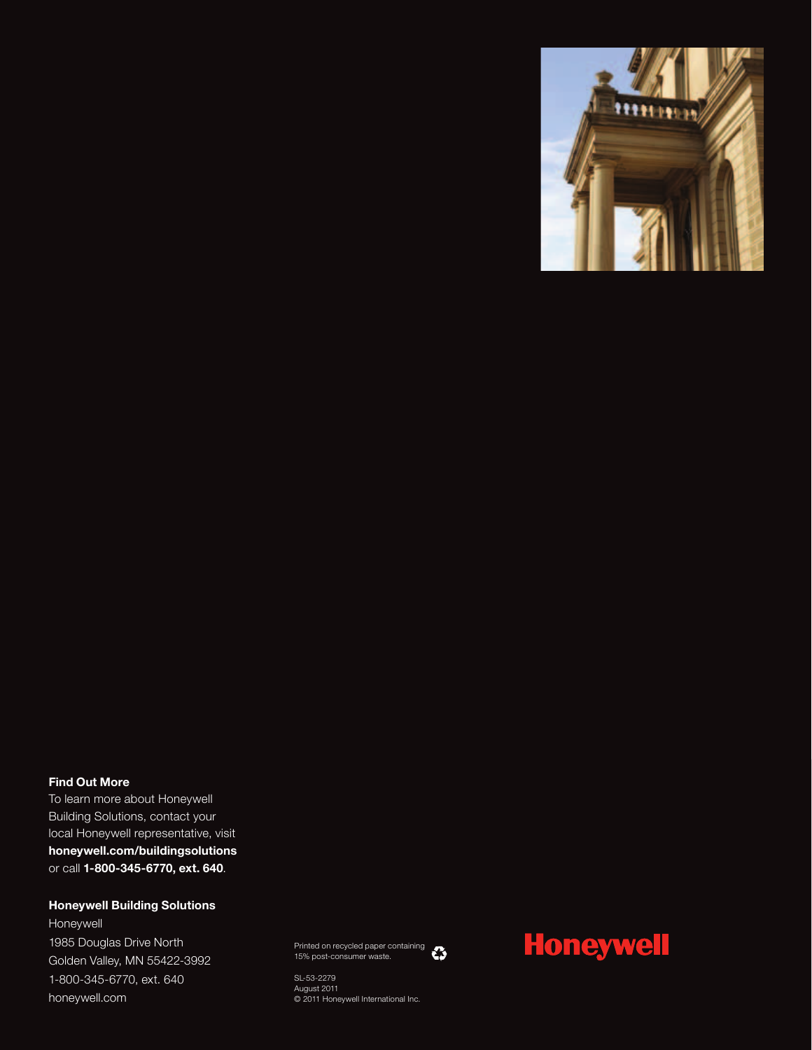**Find Out More**

To learn more about Honeywell Building Solutions, contact your local Honeywell representative, visit **honeywell.com/buildingsolutions** or call **1-800-345-6770, ext. 640**.

**Honeywell Building Solutions**

Honeywell
1985 Douglas Drive North
Golden Valley, MN 55422-3992
1-800-345-6770, ext. 640
honeywell.com

Printed on recycled paper containing 15% post-consumer waste.

SL-53-2279
August 2011
© 2011 Honeywell International Inc.

**Honeywell**